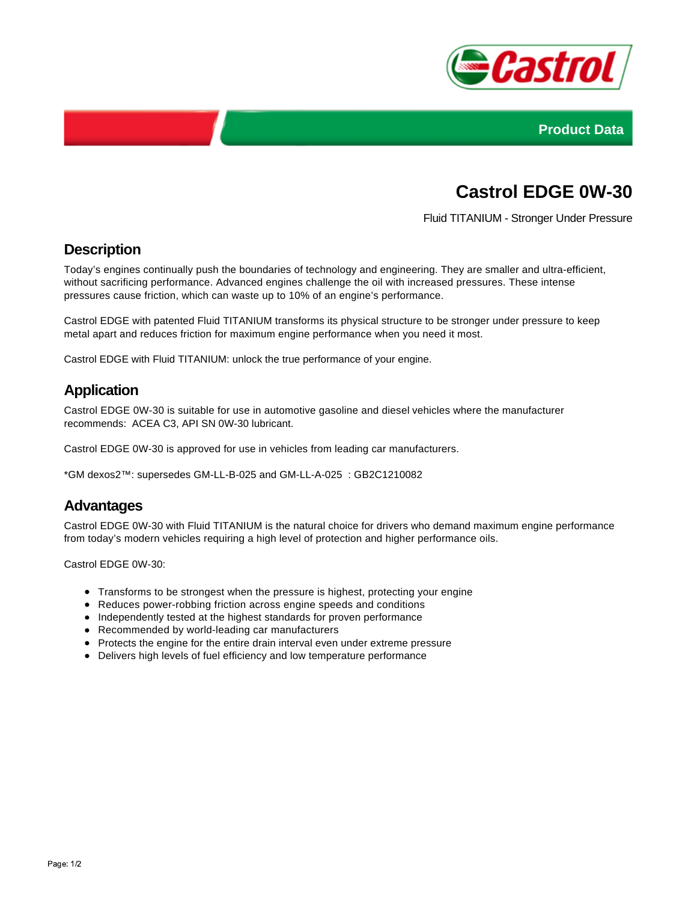Product Data

# Castrol EDGE 0W-30

Fluid TITANIUM - Stronger Under Pressure

## Description

Today's engines continually push the boundaries of technology and engineering. They are smaller and ultra-efficient, without sacrificing performance. Advanced engines challenge the oil with increased pressures. These intense pressures cause friction, which can waste up to 10% of an engine's performance.

Castrol EDGE with patented Fluid TITANIUM transforms its physical structure to be stronger under pressure to keep metal apart and reduces friction for maximum engine performance when you need it most.

Castrol EDGE with Fluid TITANIUM: unlock the true performance of your engine.

## Application

Castrol EDGE 0W-30 is suitable for use in automotive gasoline and diesel vehicles where the manufacturer recommends: ACEA C3, API SN 0W-30 lubricant.

Castrol EDGE 0W-30 is approved for use in vehicles from leading car manufacturers.

*GM dexos2™: supersedes GM-LL-B-025 and GM-LL-A-025 : GB2C1210082

## Advantages

Castrol EDGE 0W-30 with Fluid TITANIUM is the natural choice for drivers who demand maximum engine performance from today's modern vehicles requiring a high level of protection and higher performance oils.

Castrol EDGE 0W-30:

- Transforms to be strongest when the pressure is highest, protecting your engine
- Reduces power-robbing friction across engine speeds and conditions
- Independently tested at the highest standards for proven performance
- Recommended by world-leading car manufacturers
- Protects the engine for the entire drain interval even under extreme pressure
- Delivers high levels of fuel efficiency and low temperature performance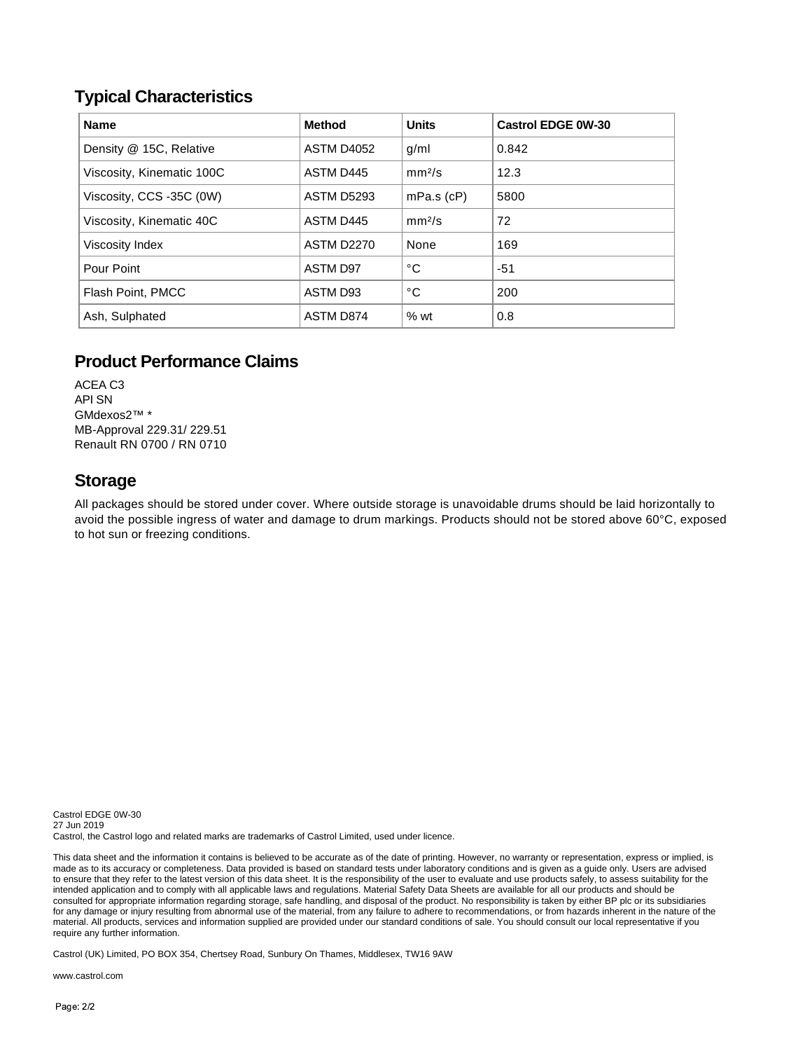## Typical Characteristics

| Name | Method | Units | Castrol EDGE 0W-30 |
| --- | --- | --- | --- |
| Density @ 15C, Relative | ASTM D4052 | g/ml | 0.842 |
| Viscosity, Kinematic 100C | ASTM D445 | $mm^2/s$ | 12.3 |
| Viscosity, CCS -35C (0W) | ASTM D5293 | mPa.s (cP) | 5800 |
| Viscosity, Kinematic 40C | ASTM D445 | $mm^2/s$ | 72 |
| Viscosity Index | ASTM D2270 | None | 169 |
| Pour Point | ASTM D97 | °C | -51 |
| Flash Point, PMCC | ASTM D93 | °C | 200 |
| Ash, Sulphated | ASTM D874 | % wt | 0.8 |

## Product Performance Claims

ACEA C3
API SN
GMdexos2™ *
MB-Approval 229.31/ 229.51
Renault RN 0700 / RN 0710

## Storage

All packages should be stored under cover. Where outside storage is unavoidable drums should be laid horizontally to avoid the possible ingress of water and damage to drum markings. Products should not be stored above 60°C, exposed to hot sun or freezing conditions.

Castrol EDGE 0W-30
27 Jun 2019
Castrol, the Castrol logo and related marks are trademarks of Castrol Limited, used under licence.

This data sheet and the information it contains is believed to be accurate as of the date of printing. However, no warranty or representation, express or implied, is made as to its accuracy or completeness. Data provided is based on standard tests under laboratory conditions and is given as a guide only. Users are advised to ensure that they refer to the latest version of this data sheet. It is the responsibility of the user to evaluate and use products safely, to assess suitability for the intended application and to comply with all applicable laws and regulations. Material Safety Data Sheets are available for all our products and should be consulted for appropriate information regarding storage, safe handling, and disposal of the product. No responsibility is taken by either BP plc or its subsidiaries for any damage or injury resulting from abnormal use of the material, from any failure to adhere to recommendations, or from hazards inherent in the nature of the material. All products, services and information supplied are provided under our standard conditions of sale. You should consult our local representative if you require any further information.

Castrol (UK) Limited, PO BOX 354, Chertsey Road, Sunbury On Thames, Middlesex, TW16 9AW

www.castrol.com